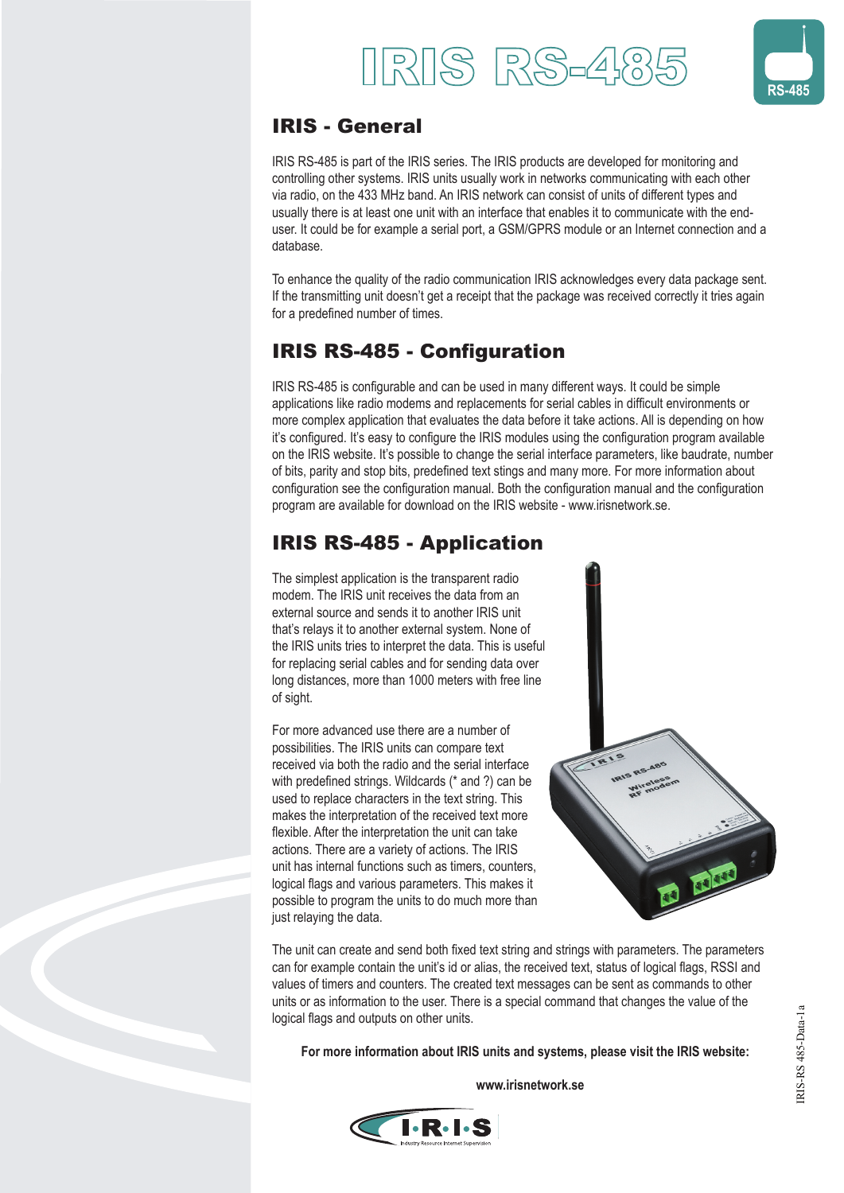# IRIS RS-485

## IRIS - General

IRIS RS-485 is part of the IRIS series. The IRIS products are developed for monitoring and controlling other systems. IRIS units usually work in networks communicating with each other via radio, on the 433 MHz band. An IRIS network can consist of units of different types and usually there is at least one unit with an interface that enables it to communicate with the end-user. It could be for example a serial port, a GSM/GPRS module or an Internet connection and a database.

To enhance the quality of the radio communication IRIS acknowledges every data package sent. If the transmitting unit doesn't get a receipt that the package was received correctly it tries again for a predefined number of times.

## IRIS RS-485 - Configuration

IRIS RS-485 is configurable and can be used in many different ways. It could be simple applications like radio modems and replacements for serial cables in difficult environments or more complex application that evaluates the data before it take actions. All is depending on how it's configured. It's easy to configure the IRIS modules using the configuration program available on the IRIS website. It's possible to change the serial interface parameters, like baudrate, number of bits, parity and stop bits, predefined text stings and many more. For more information about configuration see the configuration manual. Both the configuration manual and the configuration program are available for download on the IRIS website - www.irisnetwork.se.

## IRIS RS-485 - Application

The simplest application is the transparent radio modem. The IRIS unit receives the data from an external source and sends it to another IRIS unit that's relays it to another external system. None of the IRIS units tries to interpret the data. This is useful for replacing serial cables and for sending data over long distances, more than 1000 meters with free line of sight.

For more advanced use there are a number of possibilities. The IRIS units can compare text received via both the radio and the serial interface with predefined strings. Wildcards (* and ?) can be used to replace characters in the text string. This makes the interpretation of the received text more flexible. After the interpretation the unit can take actions. There are a variety of actions. The IRIS unit has internal functions such as timers, counters, logical flags and various parameters. This makes it possible to program the units to do much more than just relaying the data.

The unit can create and send both fixed text string and strings with parameters. The parameters can for example contain the unit's id or alias, the received text, status of logical flags, RSSI and values of timers and counters. The created text messages can be sent as commands to other units or as information to the user. There is a special command that changes the value of the logical flags and outputs on other units.

**For more information about IRIS units and systems, please visit the IRIS website:**

**www.irisnetwork.se**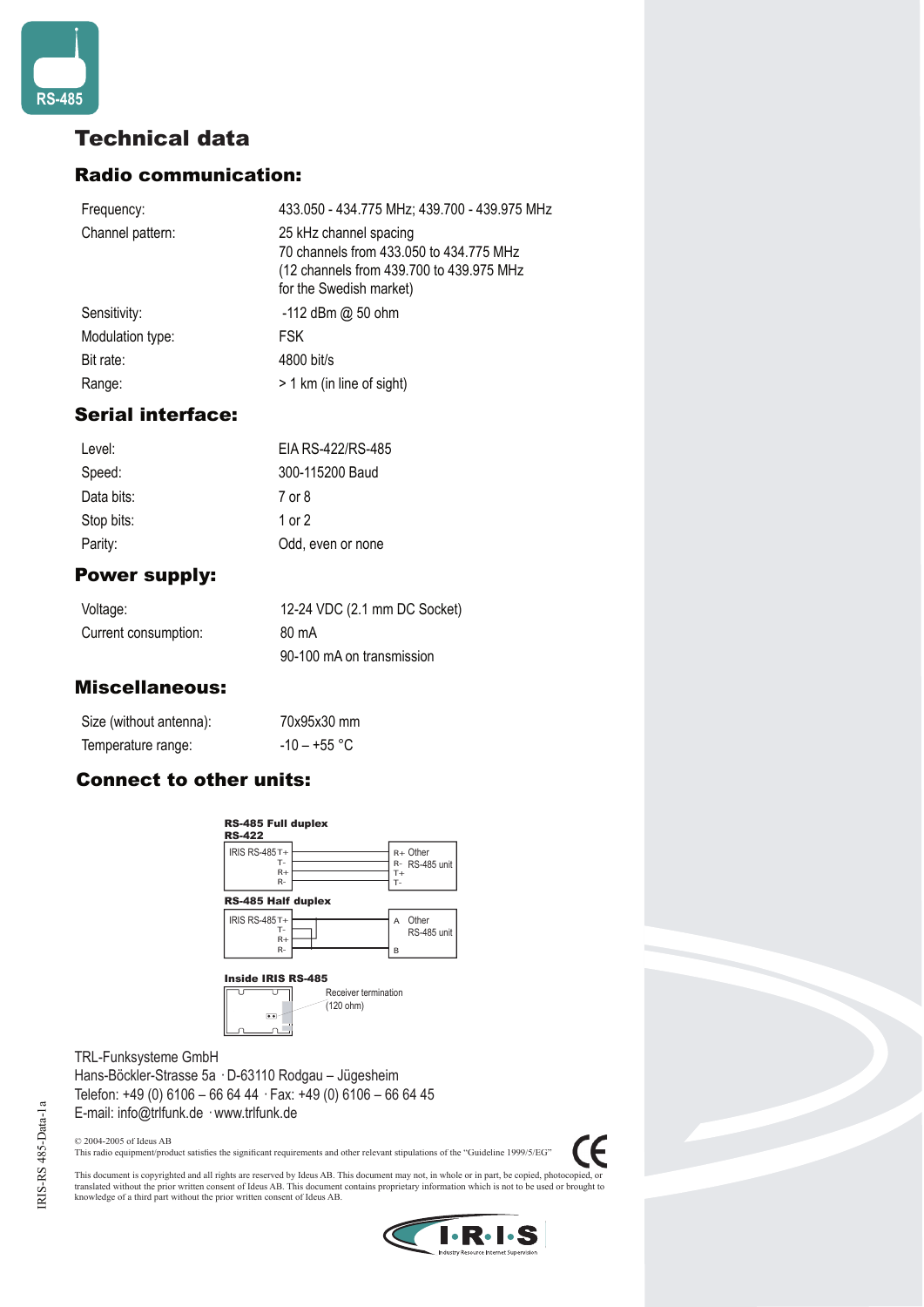RS-485

# Technical data

## Radio communication:

| | |
|---|---|
| Frequency: | 433.050 - 434.775 MHz; 439.700 - 439.975 MHz |
| Channel pattern: | 25 kHz channel spacing<br>70 channels from 433.050 to 434.775 MHz<br>(12 channels from 439.700 to 439.975 MHz for the Swedish market) |
| Sensitivity: | -112 dBm @ 50 ohm |
| Modulation type: | FSK |
| Bit rate: | 4800 bit/s |
| Range: | > 1 km (in line of sight) |

## Serial interface:

| | |
|---|---|
| Level: | EIA RS-422/RS-485 |
| Speed: | 300-115200 Baud |
| Data bits: | 7 or 8 |
| Stop bits: | 1 or 2 |
| Parity: | Odd, even or none |

## Power supply:

| | |
|---|---|
| Voltage: | 12-24 VDC (2.1 mm DC Socket) |
| Current consumption: | 80 mA<br>90-100 mA on transmission |

## Miscellaneous:

| | |
|---|---|
| Size (without antenna): | 70x95x30 mm |
| Temperature range: | -10 – +55 °C |

## Connect to other units:

**RS-485 Full duplex**
**RS-422**

IRIS RS-485 T+ T- R+ R-

R+ R- T+ T- Other RS-485 unit

**RS-485 Half duplex**

IRIS RS-485 T+ T- R+ R-

A B Other RS-485 unit

**Inside IRIS RS-485**

Receiver termination (120 ohm)

TRL-Funksysteme GmbH
Hans-Böckler-Strasse 5a · D-63110 Rodgau – Jügesheim
Telefon: +49 (0) 6106 – 66 64 44 · Fax: +49 (0) 6106 – 66 64 45
E-mail: info@trlfunk.de · www.trlfunk.de

© 2004-2005 of Ideus AB
This radio equipment/product satisfies the significant requirements and other relevant stipulations of the "Guideline 1999/5/EG"

This document is copyrighted and all rights are reserved by Ideus AB. This document may not, in whole or in part, be copied, photocopied, or translated without the prior written consent of Ideus AB. This document contains proprietary information which is not to be used or brought to knowledge of a third part without the prior written consent of Ideus AB.

IRIS-RS 485-Data-1a

I·R·I·S Industry Resource Internet Supervision